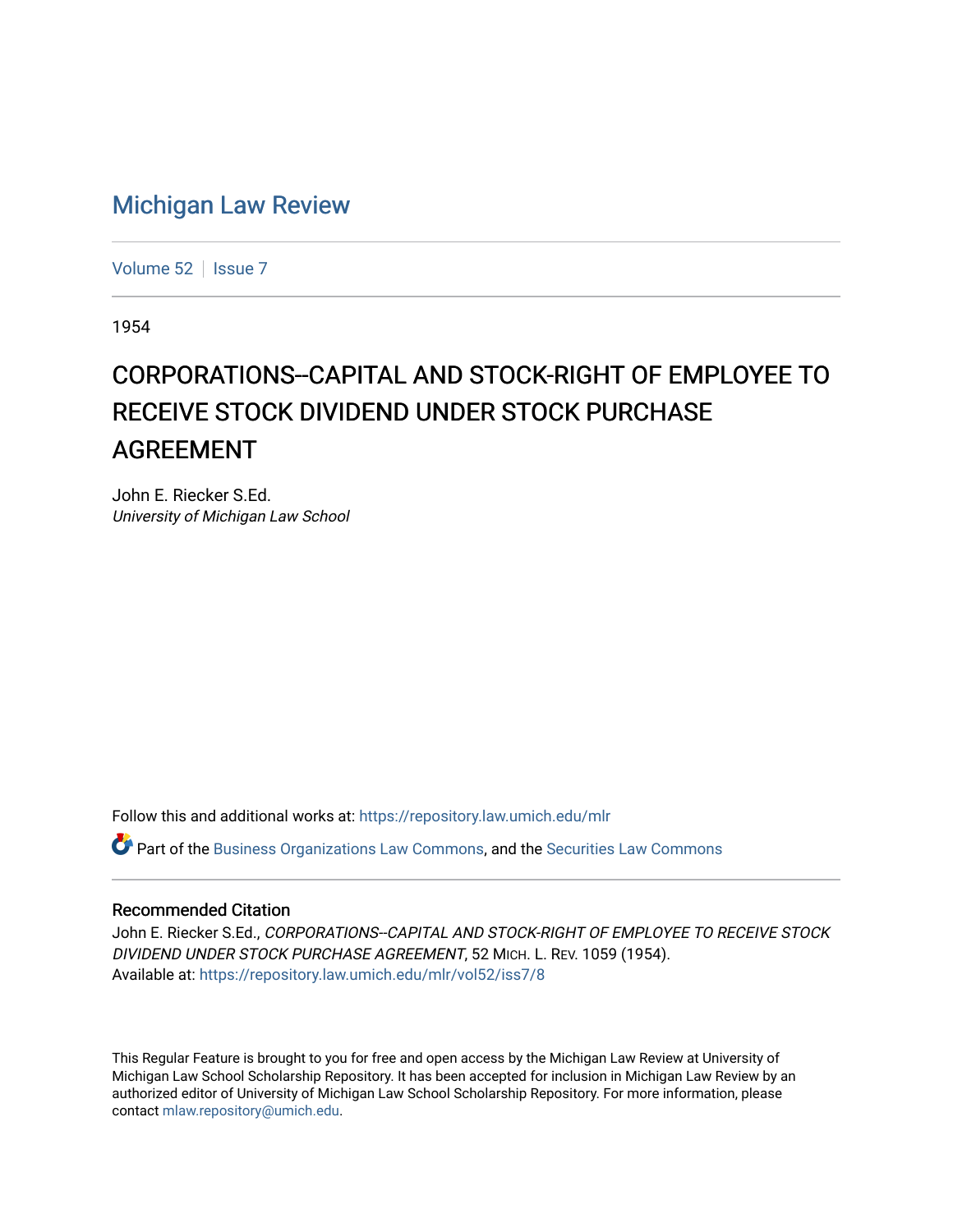# Michigan Law Review

Volume 52 | Issue 7

1954

## CORPORATIONS--CAPITAL AND STOCK-RIGHT OF EMPLOYEE TO RECEIVE STOCK DIVIDEND UNDER STOCK PURCHASE AGREEMENT

John E. Riecker S.Ed.
*University of Michigan Law School*

Follow this and additional works at: https://repository.law.umich.edu/mlr

Part of the Business Organizations Law Commons, and the Securities Law Commons

### Recommended Citation

John E. Riecker S.Ed., *CORPORATIONS--CAPITAL AND STOCK-RIGHT OF EMPLOYEE TO RECEIVE STOCK DIVIDEND UNDER STOCK PURCHASE AGREEMENT*, 52 MICH. L. REV. 1059 (1954).
Available at: https://repository.law.umich.edu/mlr/vol52/iss7/8

This Regular Feature is brought to you for free and open access by the Michigan Law Review at University of Michigan Law School Scholarship Repository. It has been accepted for inclusion in Michigan Law Review by an authorized editor of University of Michigan Law School Scholarship Repository. For more information, please contact mlaw.repository@umich.edu.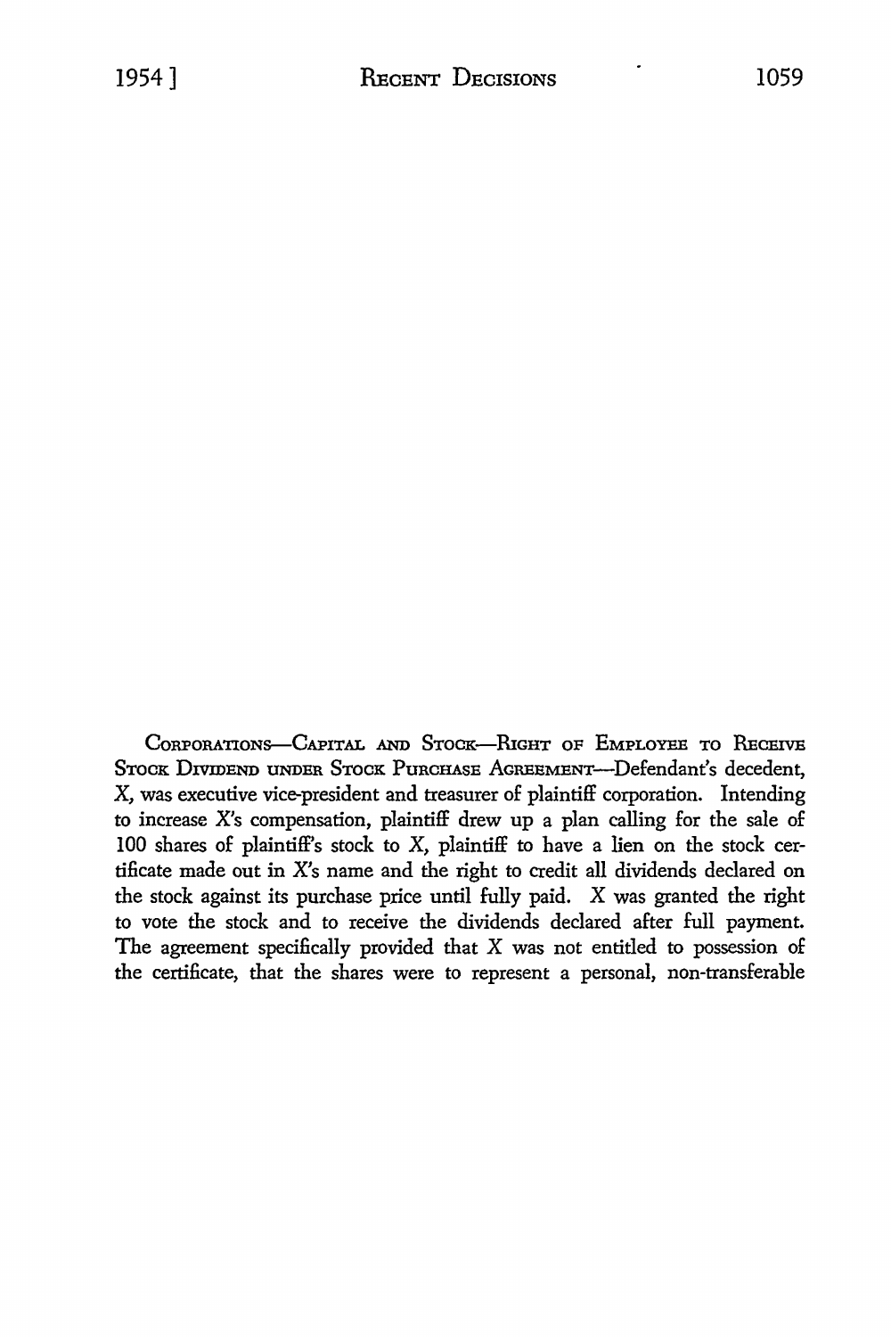CORPORATIONS—CAPITAL AND STOCK—RIGHT OF EMPLOYEE TO RECEIVE STOCK DIVIDEND UNDER STOCK PURCHASE AGREEMENT—Defendant's decedent, X, was executive vice-president and treasurer of plaintiff corporation. Intending to increase X's compensation, plaintiff drew up a plan calling for the sale of 100 shares of plaintiff's stock to X, plaintiff to have a lien on the stock certificate made out in X's name and the right to credit all dividends declared on the stock against its purchase price until fully paid. X was granted the right to vote the stock and to receive the dividends declared after full payment. The agreement specifically provided that X was not entitled to possession of the certificate, that the shares were to represent a personal, non-transferable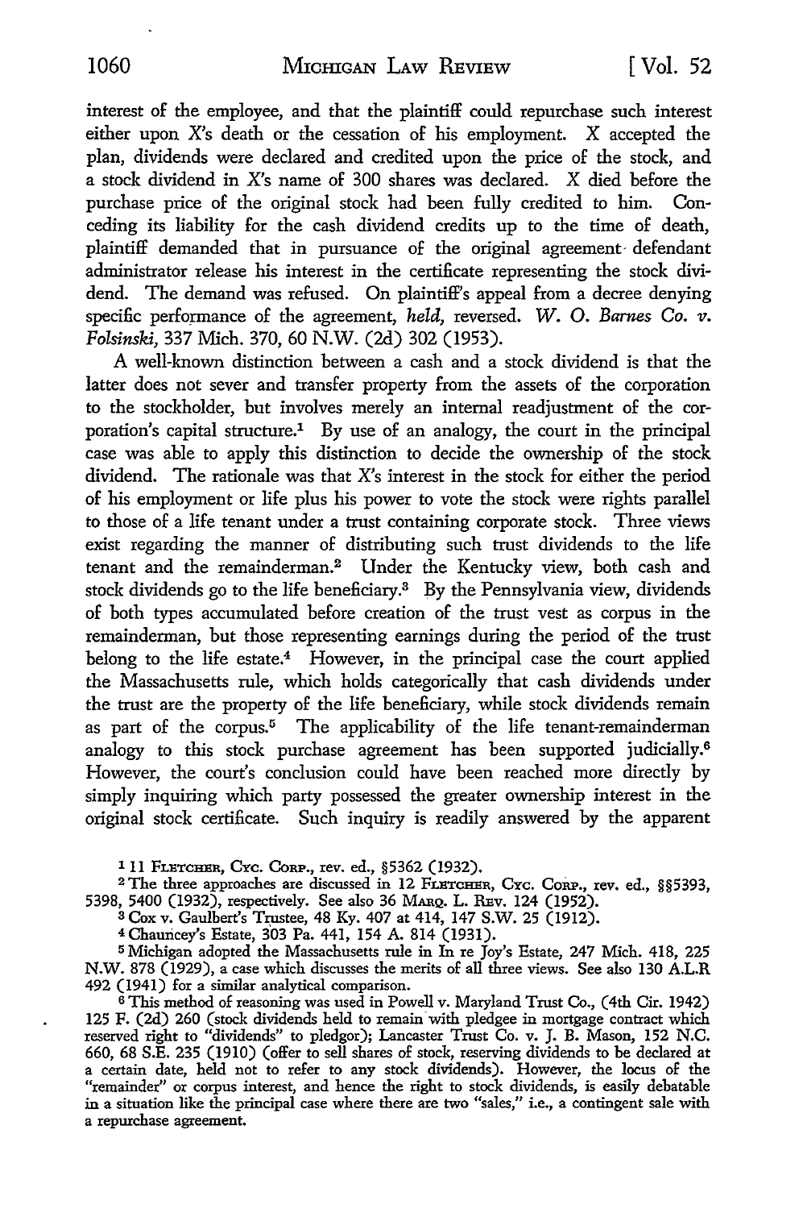interest of the employee, and that the plaintiff could repurchase such interest either upon X's death or the cessation of his employment. X accepted the plan, dividends were declared and credited upon the price of the stock, and a stock dividend in X's name of 300 shares was declared. X died before the purchase price of the original stock had been fully credited to him. Conceding its liability for the cash dividend credits up to the time of death, plaintiff demanded that in pursuance of the original agreement defendant administrator release his interest in the certificate representing the stock dividend. The demand was refused. On plaintiff's appeal from a decree denying specific performance of the agreement, *held,* reversed. *W. O. Barnes Co. v. Folsinski,* 337 Mich. 370, 60 N.W. (2d) 302 (1953).

A well-known distinction between a cash and a stock dividend is that the latter does not sever and transfer property from the assets of the corporation to the stockholder, but involves merely an internal readjustment of the corporation's capital structure.[1] By use of an analogy, the court in the principal case was able to apply this distinction to decide the ownership of the stock dividend. The rationale was that X's interest in the stock for either the period of his employment or life plus his power to vote the stock were rights parallel to those of a life tenant under a trust containing corporate stock. Three views exist regarding the manner of distributing such trust dividends to the life tenant and the remainderman.[2] Under the Kentucky view, both cash and stock dividends go to the life beneficiary.[3] By the Pennsylvania view, dividends of both types accumulated before creation of the trust vest as corpus in the remainderman, but those representing earnings during the period of the trust belong to the life estate.[4] However, in the principal case the court applied the Massachusetts rule, which holds categorically that cash dividends under the trust are the property of the life beneficiary, while stock dividends remain as part of the corpus.[5] The applicability of the life tenant-remainderman analogy to this stock purchase agreement has been supported judicially.[6] However, the court's conclusion could have been reached more directly by simply inquiring which party possessed the greater ownership interest in the original stock certificate. Such inquiry is readily answered by the apparent

---

[1] 11 FLETCHER, CYC. CORP., rev. ed., §5362 (1932).

[2] The three approaches are discussed in 12 FLETCHER, CYC. CORP., rev. ed., §§5393, 5398, 5400 (1932), respectively. See also 36 MARQ. L. REV. 124 (1952).

[3] Cox v. Gaulbert's Trustee, 48 Ky. 407 at 414, 147 S.W. 25 (1912).

[4] Chauncey's Estate, 303 Pa. 441, 154 A. 814 (1931).

[5] Michigan adopted the Massachusetts rule in In re Joy's Estate, 247 Mich. 418, 225 N.W. 878 (1929), a case which discusses the merits of all three views. See also 130 A.L.R 492 (1941) for a similar analytical comparison.

[6] This method of reasoning was used in Powell v. Maryland Trust Co., (4th Cir. 1942) 125 F. (2d) 260 (stock dividends held to remain with pledgee in mortgage contract which reserved right to "dividends" to pledgor); Lancaster Trust Co. v. J. B. Mason, 152 N.C. 660, 68 S.E. 235 (1910) (offer to sell shares of stock, reserving dividends to be declared at a certain date, held not to refer to any stock dividends). However, the locus of the "remainder" or corpus interest, and hence the right to stock dividends, is easily debatable in a situation like the principal case where there are two "sales," i.e., a contingent sale with a repurchase agreement.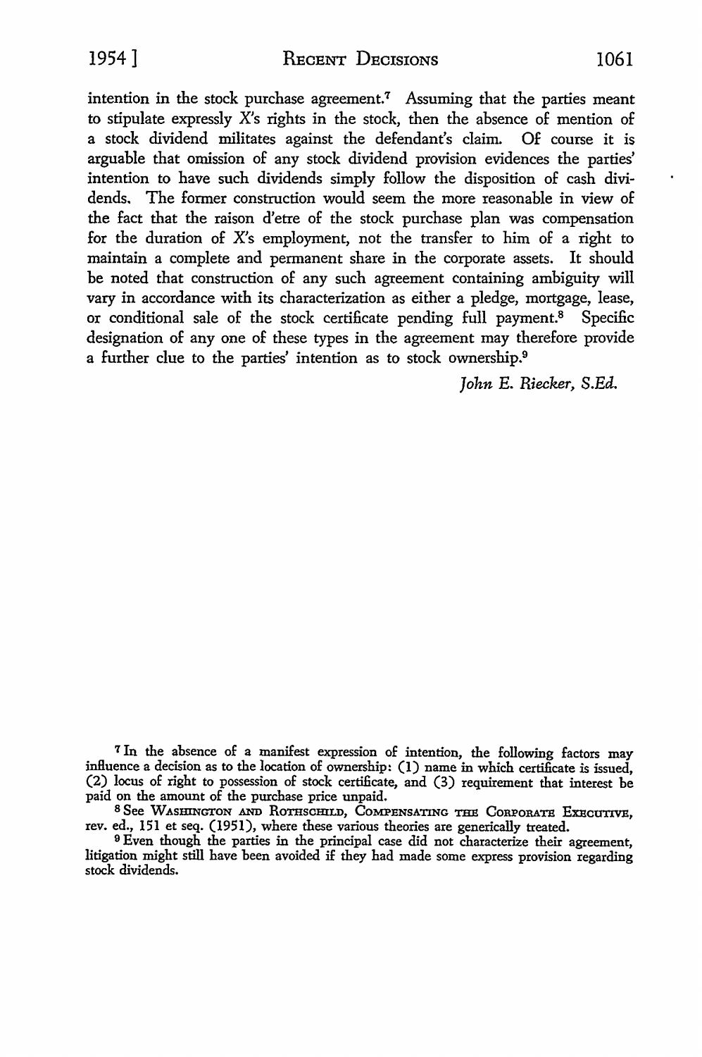intention in the stock purchase agreement.[7] Assuming that the parties meant to stipulate expressly X's rights in the stock, then the absence of mention of a stock dividend militates against the defendant's claim. Of course it is arguable that omission of any stock dividend provision evidences the parties' intention to have such dividends simply follow the disposition of cash dividends. The former construction would seem the more reasonable in view of the fact that the raison d'etre of the stock purchase plan was compensation for the duration of X's employment, not the transfer to him of a right to maintain a complete and permanent share in the corporate assets. It should be noted that construction of any such agreement containing ambiguity will vary in accordance with its characterization as either a pledge, mortgage, lease, or conditional sale of the stock certificate pending full payment.[8] Specific designation of any one of these types in the agreement may therefore provide a further clue to the parties' intention as to stock ownership.[9]

*John E. Riecker, S.Ed.*

[7] In the absence of a manifest expression of intention, the following factors may influence a decision as to the location of ownership: (1) name in which certificate is issued, (2) locus of right to possession of stock certificate, and (3) requirement that interest be paid on the amount of the purchase price unpaid.

[8] See WASHINGTON AND ROTHSCHILD, COMPENSATING THE CORPORATE EXECUTIVE, rev. ed., 151 et seq. (1951), where these various theories are generically treated.

[9] Even though the parties in the principal case did not characterize their agreement, litigation might still have been avoided if they had made some express provision regarding stock dividends.